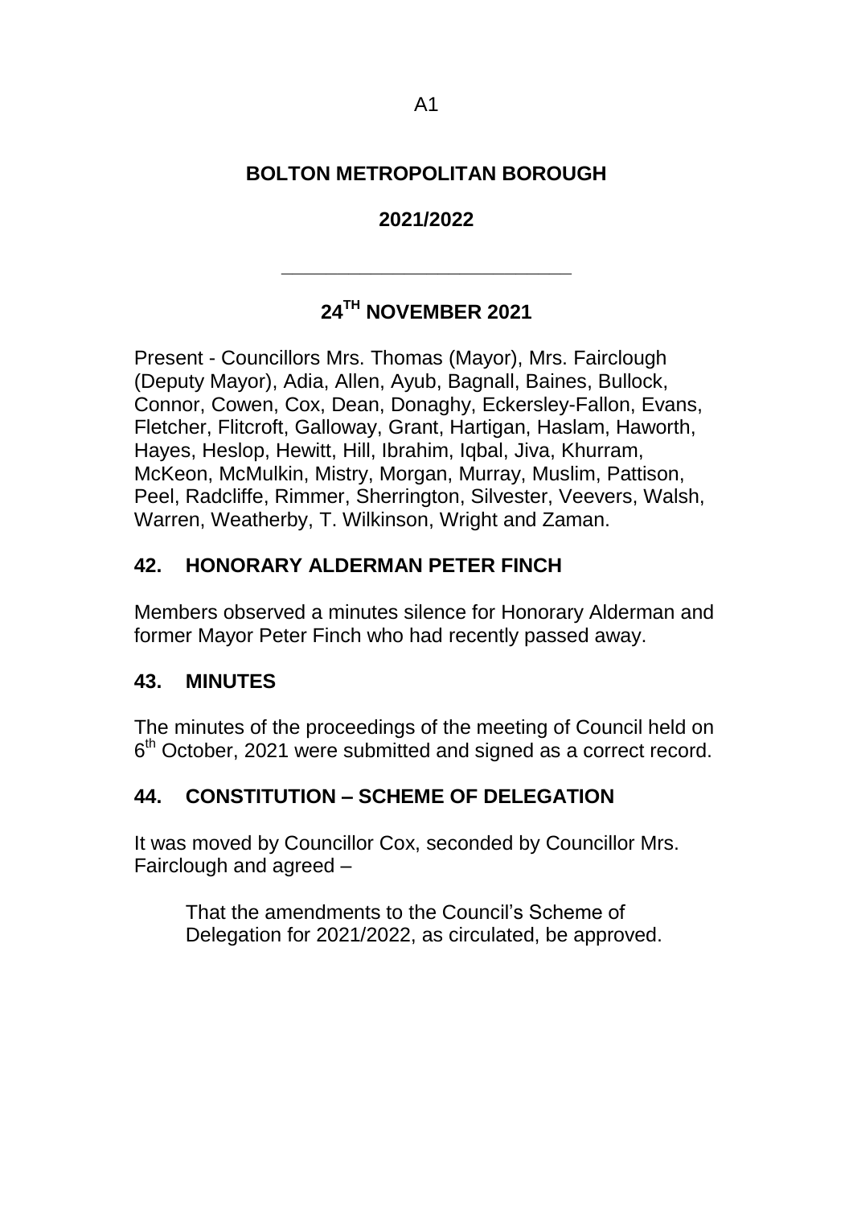A1

# BOLTON METROPOLITAN BOROUGH

## 2021/2022

---

## 24TH NOVEMBER 2021

Present - Councillors Mrs. Thomas (Mayor), Mrs. Fairclough (Deputy Mayor), Adia, Allen, Ayub, Bagnall, Baines, Bullock, Connor, Cowen, Cox, Dean, Donaghy, Eckersley-Fallon, Evans, Fletcher, Flitcroft, Galloway, Grant, Hartigan, Haslam, Haworth, Hayes, Heslop, Hewitt, Hill, Ibrahim, Iqbal, Jiva, Khurram, McKeon, McMulkin, Mistry, Morgan, Murray, Muslim, Pattison, Peel, Radcliffe, Rimmer, Sherrington, Silvester, Veevers, Walsh, Warren, Weatherby, T. Wilkinson, Wright and Zaman.

### 42. HONORARY ALDERMAN PETER FINCH

Members observed a minutes silence for Honorary Alderman and former Mayor Peter Finch who had recently passed away.

### 43. MINUTES

The minutes of the proceedings of the meeting of Council held on 6th October, 2021 were submitted and signed as a correct record.

### 44. CONSTITUTION – SCHEME OF DELEGATION

It was moved by Councillor Cox, seconded by Councillor Mrs. Fairclough and agreed –

> That the amendments to the Council's Scheme of Delegation for 2021/2022, as circulated, be approved.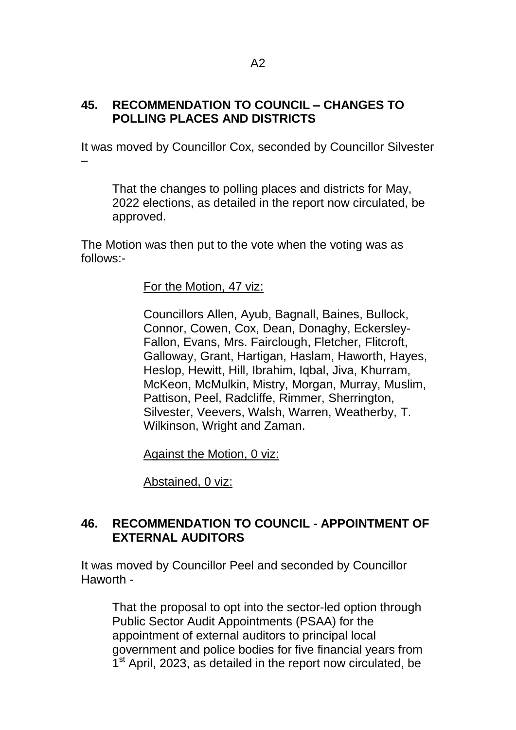## 45. RECOMMENDATION TO COUNCIL – CHANGES TO POLLING PLACES AND DISTRICTS

It was moved by Councillor Cox, seconded by Councillor Silvester –

> That the changes to polling places and districts for May, 2022 elections, as detailed in the report now circulated, be approved.

The Motion was then put to the vote when the voting was as follows:-

<u>For the Motion, 47 viz:</u>

Councillors Allen, Ayub, Bagnall, Baines, Bullock, Connor, Cowen, Cox, Dean, Donaghy, Eckersley-Fallon, Evans, Mrs. Fairclough, Fletcher, Flitcroft, Galloway, Grant, Hartigan, Haslam, Haworth, Hayes, Heslop, Hewitt, Hill, Ibrahim, Iqbal, Jiva, Khurram, McKeon, McMulkin, Mistry, Morgan, Murray, Muslim, Pattison, Peel, Radcliffe, Rimmer, Sherrington, Silvester, Veevers, Walsh, Warren, Weatherby, T. Wilkinson, Wright and Zaman.

<u>Against the Motion, 0 viz:</u>

<u>Abstained, 0 viz:</u>

## 46. RECOMMENDATION TO COUNCIL - APPOINTMENT OF EXTERNAL AUDITORS

It was moved by Councillor Peel and seconded by Councillor Haworth -

> That the proposal to opt into the sector-led option through Public Sector Audit Appointments (PSAA) for the appointment of external auditors to principal local government and police bodies for five financial years from 1st April, 2023, as detailed in the report now circulated, be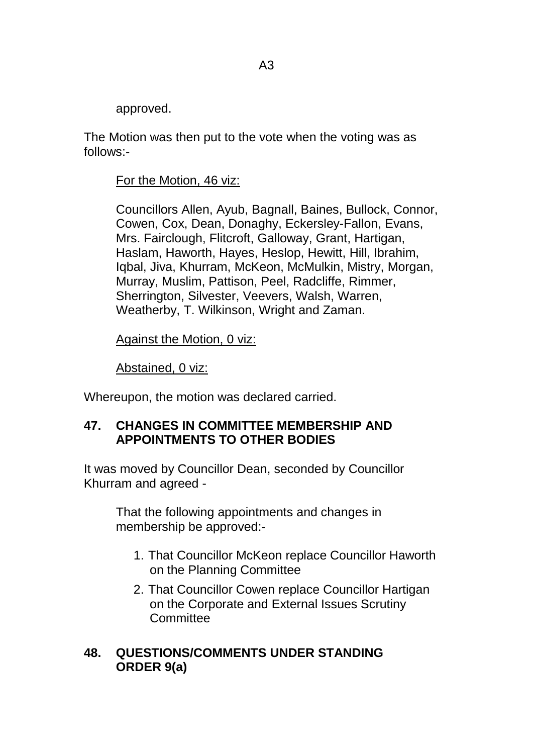approved.

The Motion was then put to the vote when the voting was as follows:-

For the Motion, 46 viz:

Councillors Allen, Ayub, Bagnall, Baines, Bullock, Connor, Cowen, Cox, Dean, Donaghy, Eckersley-Fallon, Evans, Mrs. Fairclough, Flitcroft, Galloway, Grant, Hartigan, Haslam, Haworth, Hayes, Heslop, Hewitt, Hill, Ibrahim, Iqbal, Jiva, Khurram, McKeon, McMulkin, Mistry, Morgan, Murray, Muslim, Pattison, Peel, Radcliffe, Rimmer, Sherrington, Silvester, Veevers, Walsh, Warren, Weatherby, T. Wilkinson, Wright and Zaman.

Against the Motion, 0 viz:

Abstained, 0 viz:

Whereupon, the motion was declared carried.

## 47. CHANGES IN COMMITTEE MEMBERSHIP AND APPOINTMENTS TO OTHER BODIES

It was moved by Councillor Dean, seconded by Councillor Khurram and agreed -

That the following appointments and changes in membership be approved:-

1. That Councillor McKeon replace Councillor Haworth on the Planning Committee
2. That Councillor Cowen replace Councillor Hartigan on the Corporate and External Issues Scrutiny Committee

## 48. QUESTIONS/COMMENTS UNDER STANDING ORDER 9(a)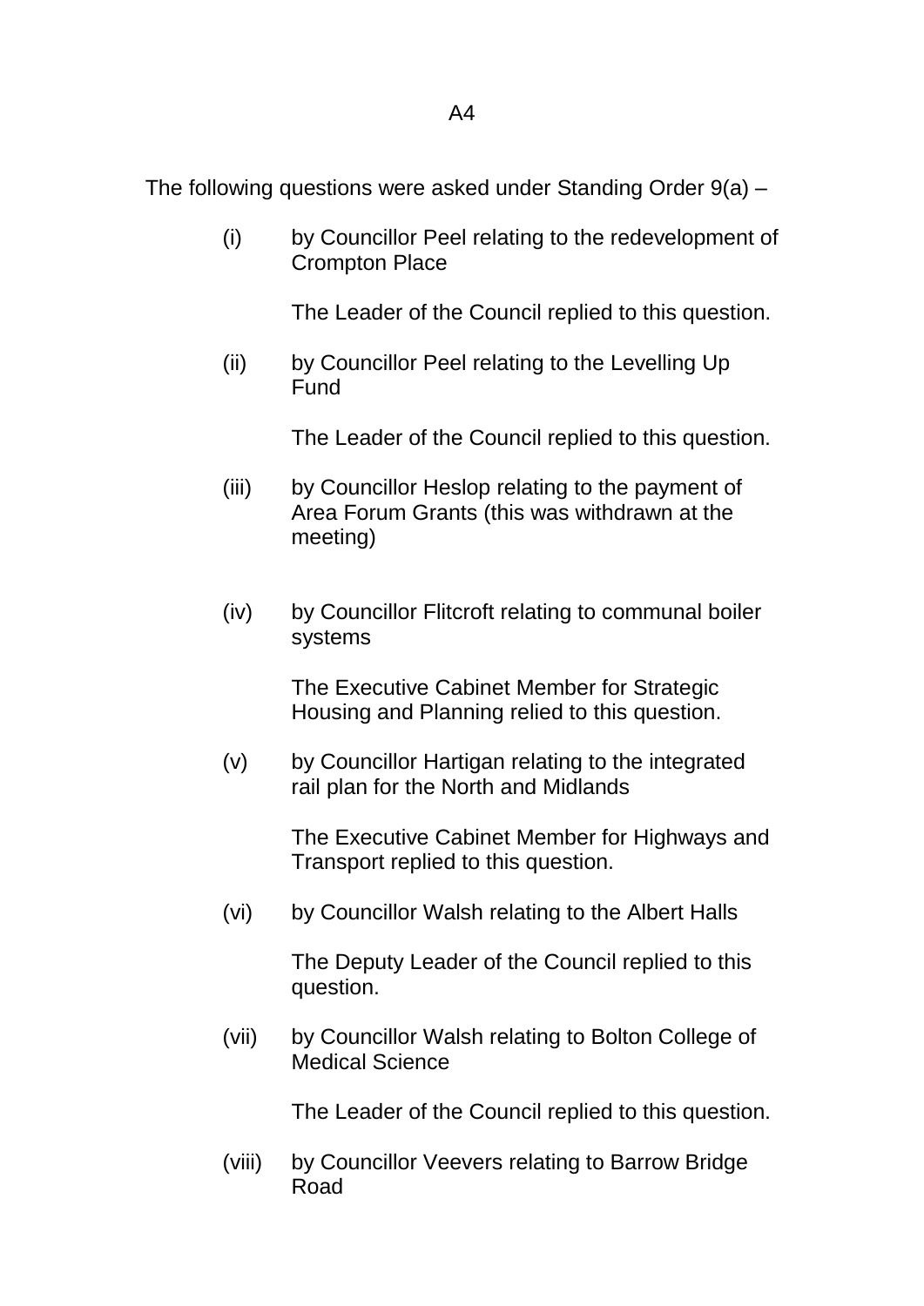The following questions were asked under Standing Order 9(a) –

(i) by Councillor Peel relating to the redevelopment of Crompton Place

The Leader of the Council replied to this question.

(ii) by Councillor Peel relating to the Levelling Up Fund

The Leader of the Council replied to this question.

(iii) by Councillor Heslop relating to the payment of Area Forum Grants (this was withdrawn at the meeting)

(iv) by Councillor Flitcroft relating to communal boiler systems

The Executive Cabinet Member for Strategic Housing and Planning relied to this question.

(v) by Councillor Hartigan relating to the integrated rail plan for the North and Midlands

The Executive Cabinet Member for Highways and Transport replied to this question.

(vi) by Councillor Walsh relating to the Albert Halls

The Deputy Leader of the Council replied to this question.

(vii) by Councillor Walsh relating to Bolton College of Medical Science

The Leader of the Council replied to this question.

(viii) by Councillor Veevers relating to Barrow Bridge Road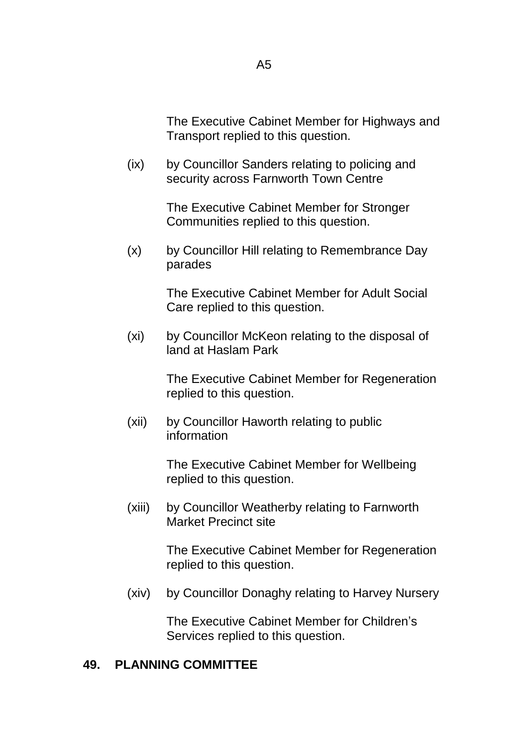The Executive Cabinet Member for Highways and Transport replied to this question.

(ix) by Councillor Sanders relating to policing and security across Farnworth Town Centre

The Executive Cabinet Member for Stronger Communities replied to this question.

(x) by Councillor Hill relating to Remembrance Day parades

The Executive Cabinet Member for Adult Social Care replied to this question.

(xi) by Councillor McKeon relating to the disposal of land at Haslam Park

The Executive Cabinet Member for Regeneration replied to this question.

(xii) by Councillor Haworth relating to public information

The Executive Cabinet Member for Wellbeing replied to this question.

(xiii) by Councillor Weatherby relating to Farnworth Market Precinct site

The Executive Cabinet Member for Regeneration replied to this question.

(xiv) by Councillor Donaghy relating to Harvey Nursery

The Executive Cabinet Member for Children's Services replied to this question.

## 49. PLANNING COMMITTEE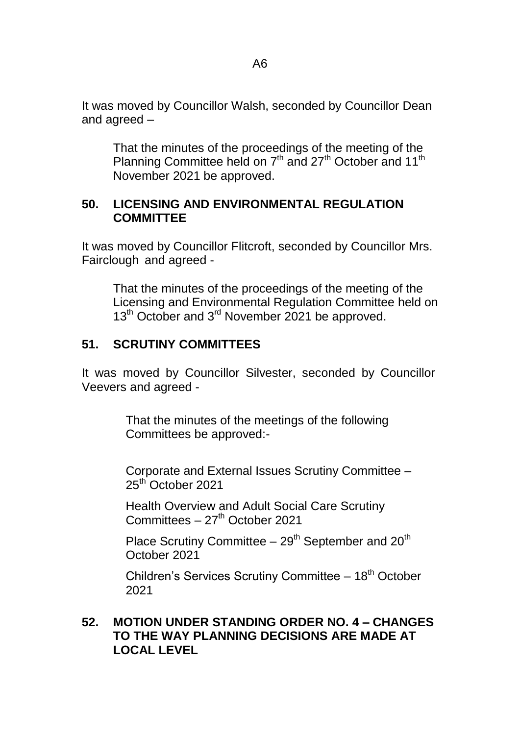It was moved by Councillor Walsh, seconded by Councillor Dean and agreed –

> That the minutes of the proceedings of the meeting of the Planning Committee held on 7th and 27th October and 11th November 2021 be approved.

## 50. LICENSING AND ENVIRONMENTAL REGULATION COMMITTEE

It was moved by Councillor Flitcroft, seconded by Councillor Mrs. Fairclough and agreed -

> That the minutes of the proceedings of the meeting of the Licensing and Environmental Regulation Committee held on 13th October and 3rd November 2021 be approved.

## 51. SCRUTINY COMMITTEES

It was moved by Councillor Silvester, seconded by Councillor Veevers and agreed -

> That the minutes of the meetings of the following Committees be approved:-
>
> Corporate and External Issues Scrutiny Committee – 25th October 2021
>
> Health Overview and Adult Social Care Scrutiny Committees – 27th October 2021
>
> Place Scrutiny Committee – 29th September and 20th October 2021
>
> Children's Services Scrutiny Committee – 18th October 2021

## 52. MOTION UNDER STANDING ORDER NO. 4 – CHANGES TO THE WAY PLANNING DECISIONS ARE MADE AT LOCAL LEVEL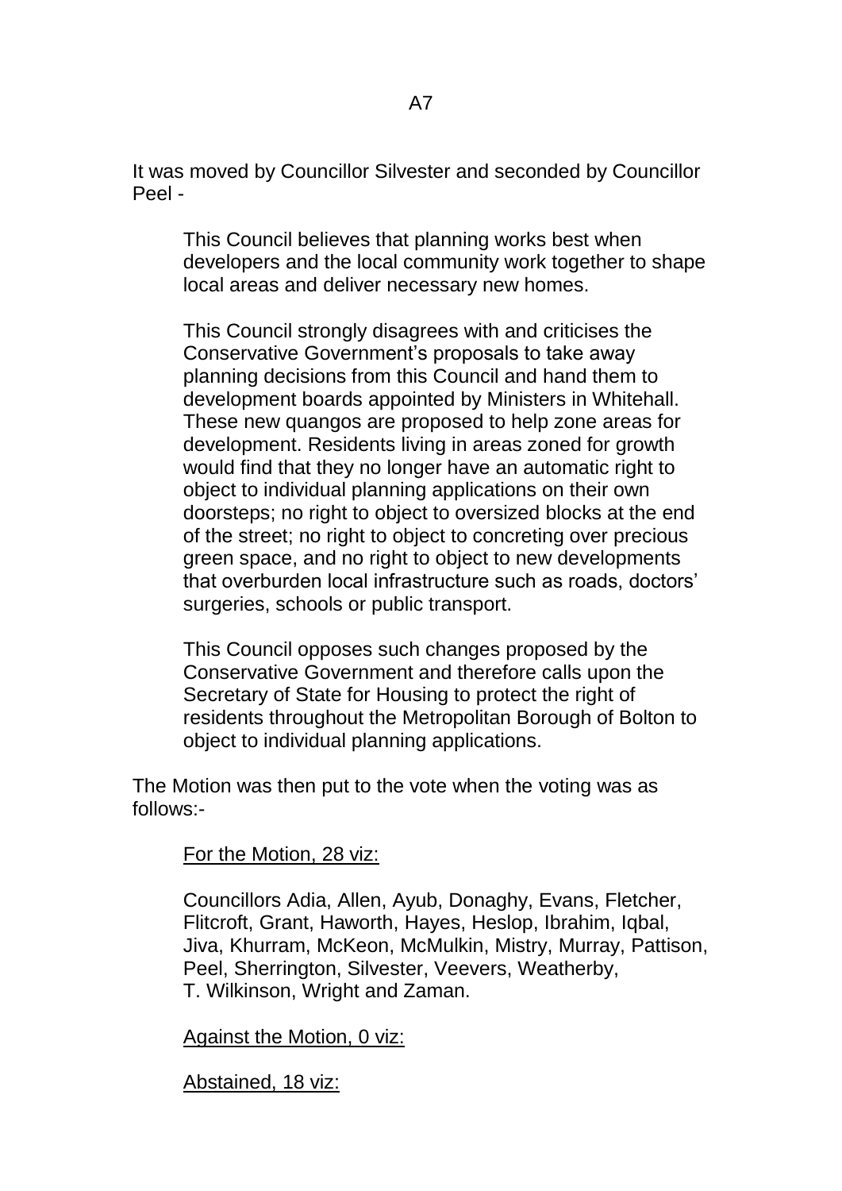It was moved by Councillor Silvester and seconded by Councillor Peel -

> This Council believes that planning works best when developers and the local community work together to shape local areas and deliver necessary new homes.
>
> This Council strongly disagrees with and criticises the Conservative Government's proposals to take away planning decisions from this Council and hand them to development boards appointed by Ministers in Whitehall. These new quangos are proposed to help zone areas for development. Residents living in areas zoned for growth would find that they no longer have an automatic right to object to individual planning applications on their own doorsteps; no right to object to oversized blocks at the end of the street; no right to object to concreting over precious green space, and no right to object to new developments that overburden local infrastructure such as roads, doctors' surgeries, schools or public transport.
>
> This Council opposes such changes proposed by the Conservative Government and therefore calls upon the Secretary of State for Housing to protect the right of residents throughout the Metropolitan Borough of Bolton to object to individual planning applications.

The Motion was then put to the vote when the voting was as follows:-

<u>For the Motion, 28 viz:</u>

Councillors Adia, Allen, Ayub, Donaghy, Evans, Fletcher, Flitcroft, Grant, Haworth, Hayes, Heslop, Ibrahim, Iqbal, Jiva, Khurram, McKeon, McMulkin, Mistry, Murray, Pattison, Peel, Sherrington, Silvester, Veevers, Weatherby, T. Wilkinson, Wright and Zaman.

<u>Against the Motion, 0 viz:</u>

<u>Abstained, 18 viz:</u>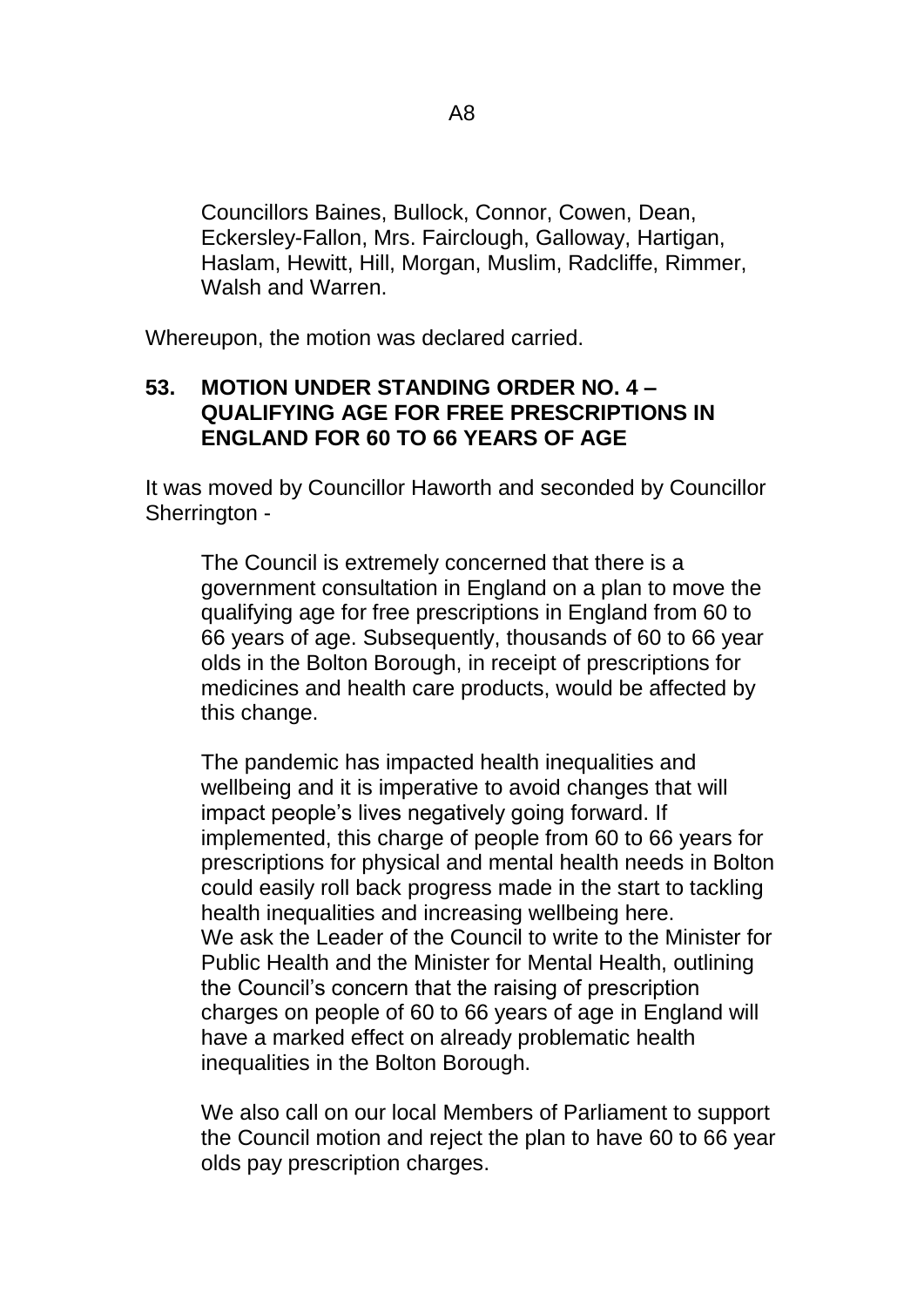Councillors Baines, Bullock, Connor, Cowen, Dean, Eckersley-Fallon, Mrs. Fairclough, Galloway, Hartigan, Haslam, Hewitt, Hill, Morgan, Muslim, Radcliffe, Rimmer, Walsh and Warren.

Whereupon, the motion was declared carried.

## 53. MOTION UNDER STANDING ORDER NO. 4 – QUALIFYING AGE FOR FREE PRESCRIPTIONS IN ENGLAND FOR 60 TO 66 YEARS OF AGE

It was moved by Councillor Haworth and seconded by Councillor Sherrington -

> The Council is extremely concerned that there is a government consultation in England on a plan to move the qualifying age for free prescriptions in England from 60 to 66 years of age. Subsequently, thousands of 60 to 66 year olds in the Bolton Borough, in receipt of prescriptions for medicines and health care products, would be affected by this change.
>
> The pandemic has impacted health inequalities and wellbeing and it is imperative to avoid changes that will impact people's lives negatively going forward. If implemented, this charge of people from 60 to 66 years for prescriptions for physical and mental health needs in Bolton could easily roll back progress made in the start to tackling health inequalities and increasing wellbeing here.
> We ask the Leader of the Council to write to the Minister for Public Health and the Minister for Mental Health, outlining the Council's concern that the raising of prescription charges on people of 60 to 66 years of age in England will have a marked effect on already problematic health inequalities in the Bolton Borough.
>
> We also call on our local Members of Parliament to support the Council motion and reject the plan to have 60 to 66 year olds pay prescription charges.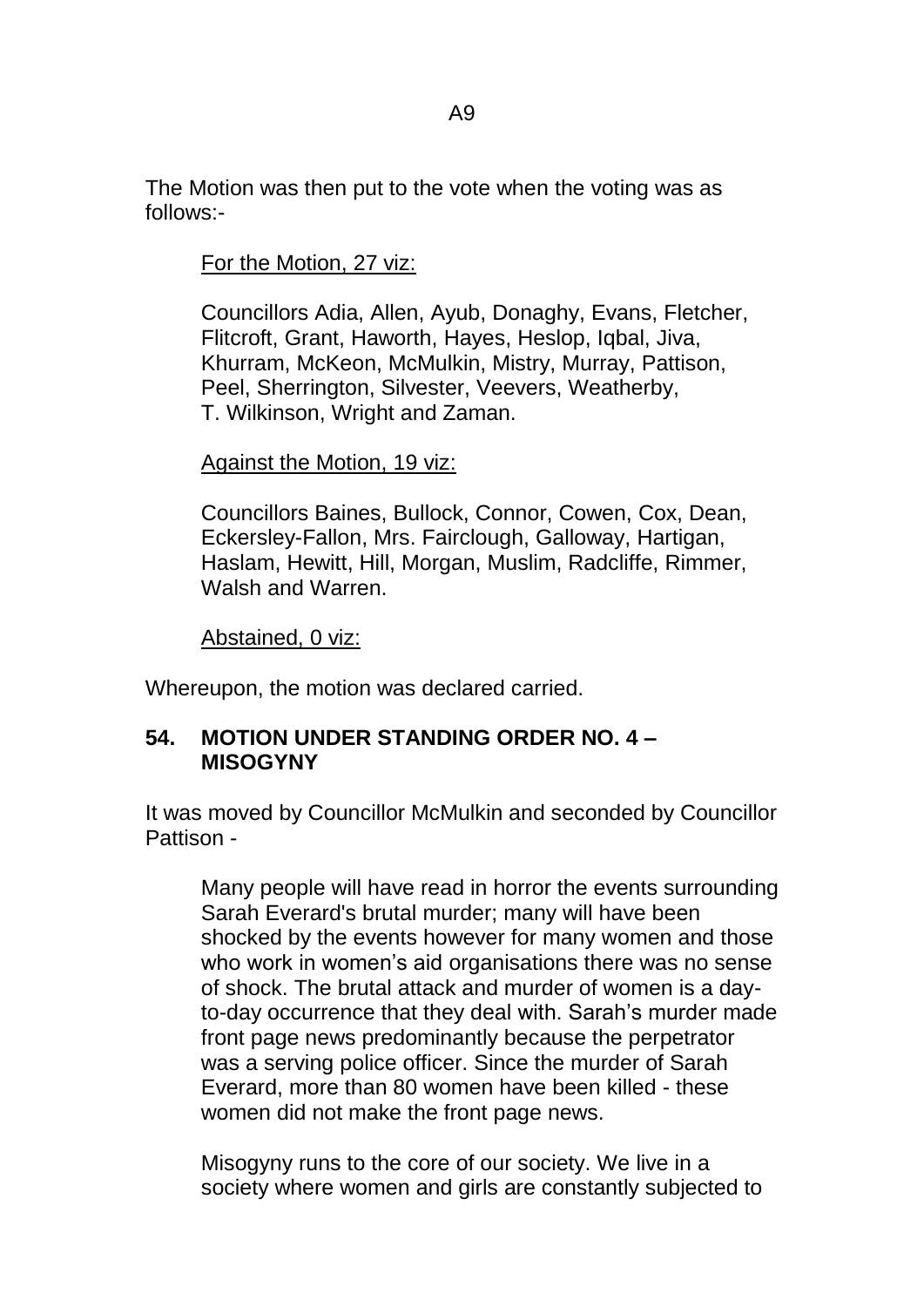The Motion was then put to the vote when the voting was as follows:-

<u>For the Motion, 27 viz:</u>

Councillors Adia, Allen, Ayub, Donaghy, Evans, Fletcher, Flitcroft, Grant, Haworth, Hayes, Heslop, Iqbal, Jiva, Khurram, McKeon, McMulkin, Mistry, Murray, Pattison, Peel, Sherrington, Silvester, Veevers, Weatherby, T. Wilkinson, Wright and Zaman.

<u>Against the Motion, 19 viz:</u>

Councillors Baines, Bullock, Connor, Cowen, Cox, Dean, Eckersley-Fallon, Mrs. Fairclough, Galloway, Hartigan, Haslam, Hewitt, Hill, Morgan, Muslim, Radcliffe, Rimmer, Walsh and Warren.

<u>Abstained, 0 viz:</u>

Whereupon, the motion was declared carried.

## 54. MOTION UNDER STANDING ORDER NO. 4 – MISOGYNY

It was moved by Councillor McMulkin and seconded by Councillor Pattison -

> Many people will have read in horror the events surrounding Sarah Everard's brutal murder; many will have been shocked by the events however for many women and those who work in women's aid organisations there was no sense of shock. The brutal attack and murder of women is a day-to-day occurrence that they deal with. Sarah's murder made front page news predominantly because the perpetrator was a serving police officer. Since the murder of Sarah Everard, more than 80 women have been killed - these women did not make the front page news.
>
> Misogyny runs to the core of our society. We live in a society where women and girls are constantly subjected to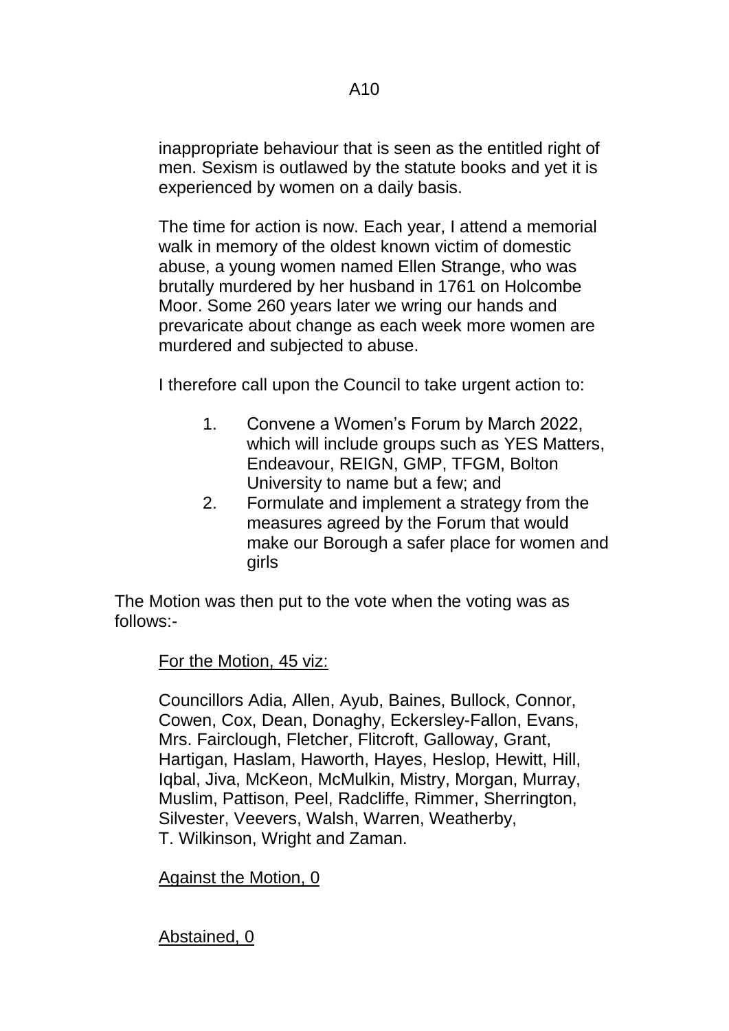inappropriate behaviour that is seen as the entitled right of men. Sexism is outlawed by the statute books and yet it is experienced by women on a daily basis.

The time for action is now. Each year, I attend a memorial walk in memory of the oldest known victim of domestic abuse, a young women named Ellen Strange, who was brutally murdered by her husband in 1761 on Holcombe Moor. Some 260 years later we wring our hands and prevaricate about change as each week more women are murdered and subjected to abuse.

I therefore call upon the Council to take urgent action to:

1. Convene a Women's Forum by March 2022, which will include groups such as YES Matters, Endeavour, REIGN, GMP, TFGM, Bolton University to name but a few; and
2. Formulate and implement a strategy from the measures agreed by the Forum that would make our Borough a safer place for women and girls

The Motion was then put to the vote when the voting was as follows:-

For the Motion, 45 viz:

Councillors Adia, Allen, Ayub, Baines, Bullock, Connor, Cowen, Cox, Dean, Donaghy, Eckersley-Fallon, Evans, Mrs. Fairclough, Fletcher, Flitcroft, Galloway, Grant, Hartigan, Haslam, Haworth, Hayes, Heslop, Hewitt, Hill, Iqbal, Jiva, McKeon, McMulkin, Mistry, Morgan, Murray, Muslim, Pattison, Peel, Radcliffe, Rimmer, Sherrington, Silvester, Veevers, Walsh, Warren, Weatherby, T. Wilkinson, Wright and Zaman.

Against the Motion, 0

Abstained, 0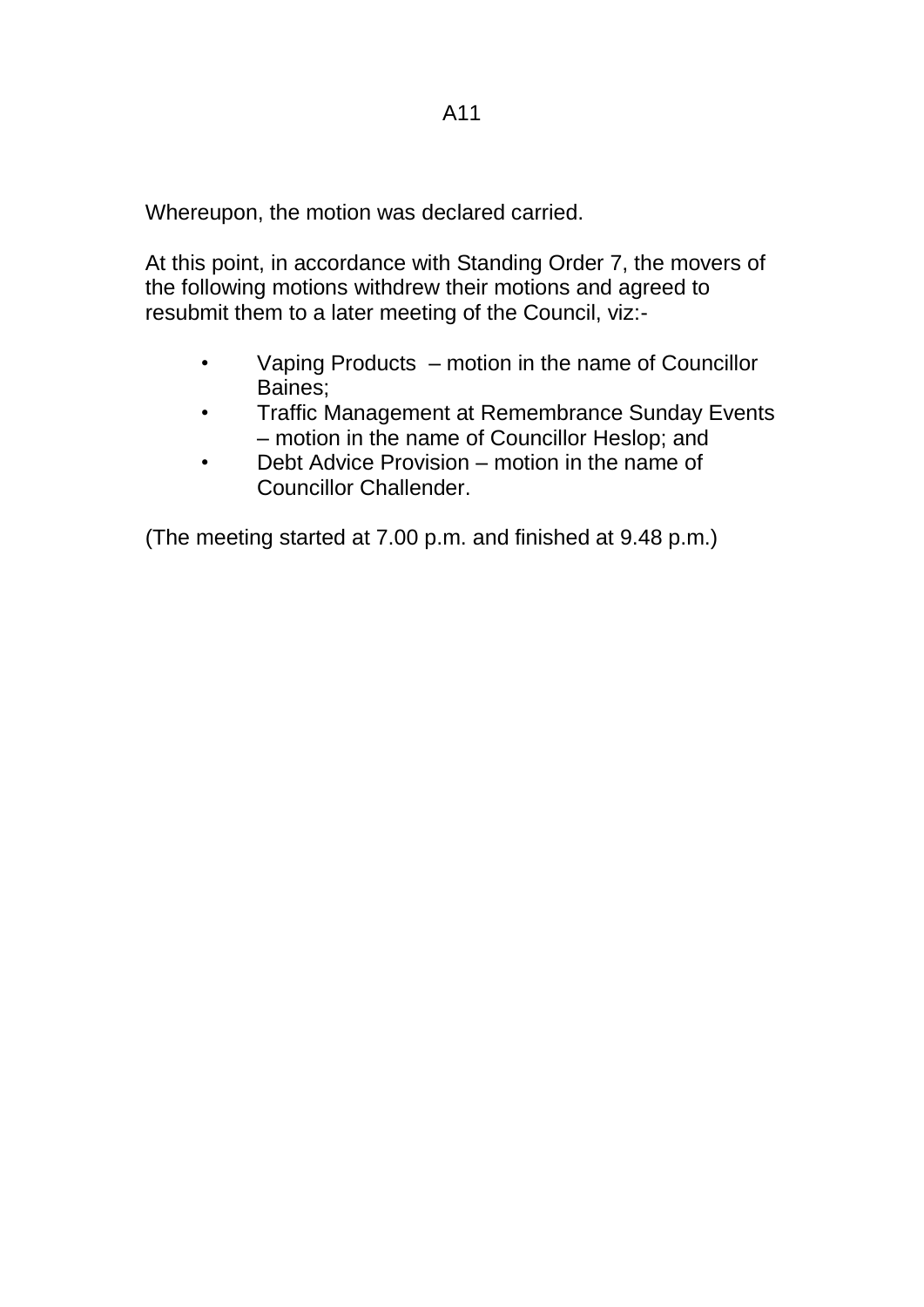Whereupon, the motion was declared carried.

At this point, in accordance with Standing Order 7, the movers of the following motions withdrew their motions and agreed to resubmit them to a later meeting of the Council, viz:-

- Vaping Products – motion in the name of Councillor Baines;
- Traffic Management at Remembrance Sunday Events – motion in the name of Councillor Heslop; and
- Debt Advice Provision – motion in the name of Councillor Challender.

(The meeting started at 7.00 p.m. and finished at 9.48 p.m.)